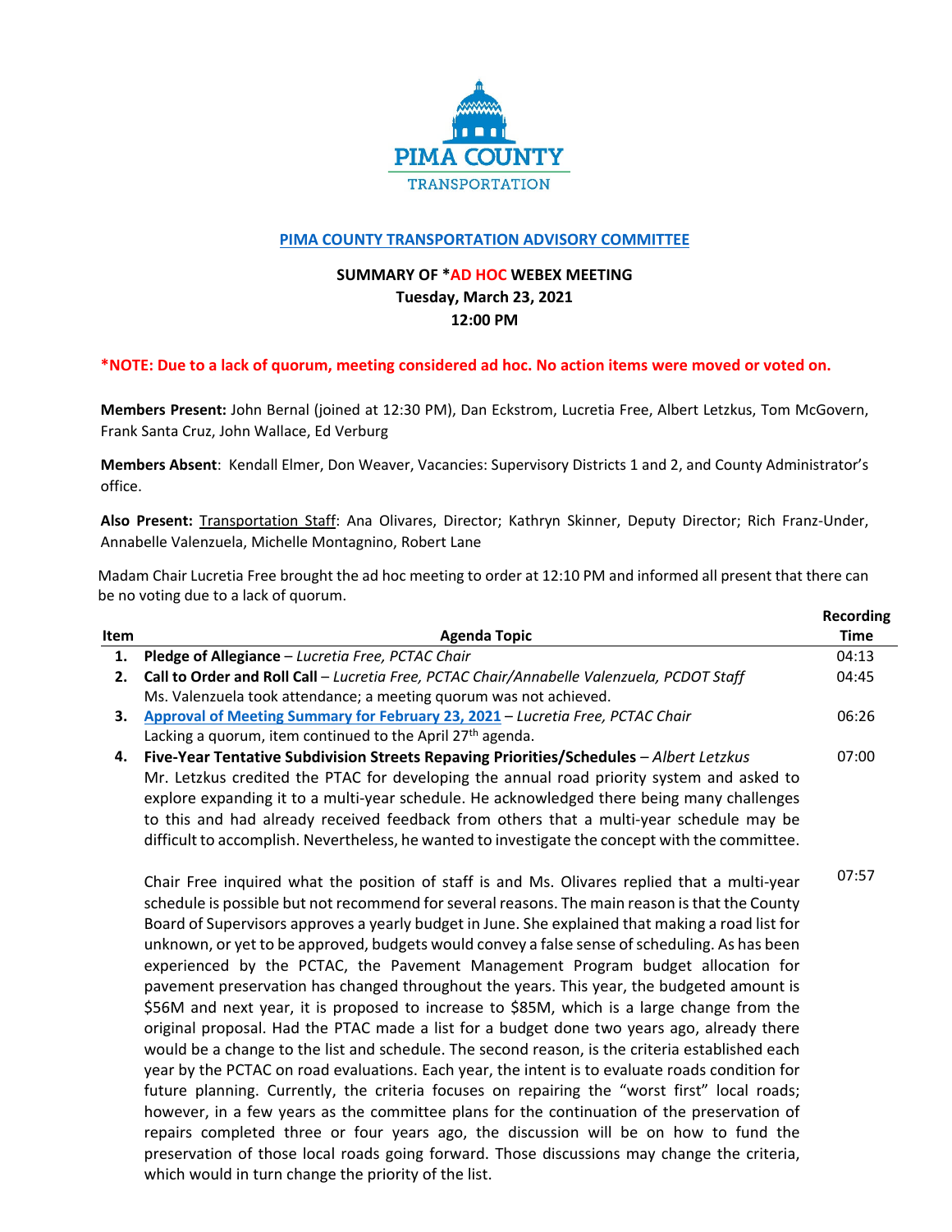PIMA COUNTY TRANSPORTATION

## PIMA COUNTY TRANSPORTATION ADVISORY COMMITTEE

**SUMMARY OF *AD HOC WEBEX MEETING**
**Tuesday, March 23, 2021**
**12:00 PM**

***NOTE: Due to a lack of quorum, meeting considered ad hoc. No action items were moved or voted on.**

**Members Present:** John Bernal (joined at 12:30 PM), Dan Eckstrom, Lucretia Free, Albert Letzkus, Tom McGovern, Frank Santa Cruz, John Wallace, Ed Verburg

**Members Absent**: Kendall Elmer, Don Weaver, Vacancies: Supervisory Districts 1 and 2, and County Administrator's office.

**Also Present:** Transportation Staff: Ana Olivares, Director; Kathryn Skinner, Deputy Director; Rich Franz-Under, Annabelle Valenzuela, Michelle Montagnino, Robert Lane

Madam Chair Lucretia Free brought the ad hoc meeting to order at 12:10 PM and informed all present that there can be no voting due to a lack of quorum.

| Item | Agenda Topic | Recording Time |
|---|---|---|
| 1. | **Pledge of Allegiance** – *Lucretia Free, PCTAC Chair* | 04:13 |
| 2. | **Call to Order and Roll Call** – *Lucretia Free, PCTAC Chair/Annabelle Valenzuela, PCDOT Staff*<br>Ms. Valenzuela took attendance; a meeting quorum was not achieved. | 04:45 |
| 3. | **Approval of Meeting Summary for February 23, 2021** – *Lucretia Free, PCTAC Chair*<br>Lacking a quorum, item continued to the April 27th agenda. | 06:26 |
| 4. | **Five-Year Tentative Subdivision Streets Repaving Priorities/Schedules** – *Albert Letzkus*<br>Mr. Letzkus credited the PTAC for developing the annual road priority system and asked to explore expanding it to a multi-year schedule. He acknowledged there being many challenges to this and had already received feedback from others that a multi-year schedule may be difficult to accomplish. Nevertheless, he wanted to investigate the concept with the committee. | 07:00 |
| | Chair Free inquired what the position of staff is and Ms. Olivares replied that a multi-year schedule is possible but not recommend for several reasons. The main reason is that the County Board of Supervisors approves a yearly budget in June. She explained that making a road list for unknown, or yet to be approved, budgets would convey a false sense of scheduling. As has been experienced by the PCTAC, the Pavement Management Program budget allocation for pavement preservation has changed throughout the years. This year, the budgeted amount is \$56M and next year, it is proposed to increase to \$85M, which is a large change from the original proposal. Had the PTAC made a list for a budget done two years ago, already there would be a change to the list and schedule. The second reason, is the criteria established each year by the PCTAC on road evaluations. Each year, the intent is to evaluate roads condition for future planning. Currently, the criteria focuses on repairing the "worst first" local roads; however, in a few years as the committee plans for the continuation of the preservation of repairs completed three or four years ago, the discussion will be on how to fund the preservation of those local roads going forward. Those discussions may change the criteria, which would in turn change the priority of the list. | 07:57 |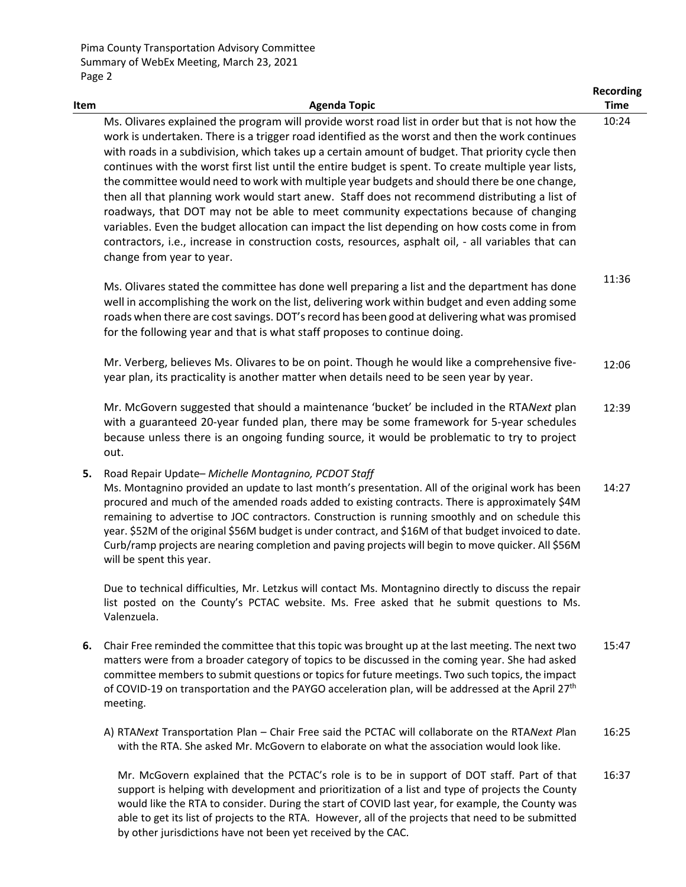| Item | Agenda Topic | Recording Time |
|---|---|---|
| | Ms. Olivares explained the program will provide worst road list in order but that is not how the work is undertaken. There is a trigger road identified as the worst and then the work continues with roads in a subdivision, which takes up a certain amount of budget. That priority cycle then continues with the worst first list until the entire budget is spent. To create multiple year lists, the committee would need to work with multiple year budgets and should there be one change, then all that planning work would start anew. Staff does not recommend distributing a list of roadways, that DOT may not be able to meet community expectations because of changing variables. Even the budget allocation can impact the list depending on how costs come in from contractors, i.e., increase in construction costs, resources, asphalt oil, - all variables that can change from year to year. | 10:24 |
| | Ms. Olivares stated the committee has done well preparing a list and the department has done well in accomplishing the work on the list, delivering work within budget and even adding some roads when there are cost savings. DOT's record has been good at delivering what was promised for the following year and that is what staff proposes to continue doing. | 11:36 |
| | Mr. Verberg, believes Ms. Olivares to be on point. Though he would like a comprehensive five-year plan, its practicality is another matter when details need to be seen year by year. | 12:06 |
| | Mr. McGovern suggested that should a maintenance 'bucket' be included in the RTA*Next* plan with a guaranteed 20-year funded plan, there may be some framework for 5-year schedules because unless there is an ongoing funding source, it would be problematic to try to project out. | 12:39 |
| **5.** | Road Repair Update– *Michelle Montagnino, PCDOT Staff*<br>Ms. Montagnino provided an update to last month's presentation. All of the original work has been procured and much of the amended roads added to existing contracts. There is approximately $4M remaining to advertise to JOC contractors. Construction is running smoothly and on schedule this year. $52M of the original $56M budget is under contract, and $16M of that budget invoiced to date. Curb/ramp projects are nearing completion and paving projects will begin to move quicker. All $56M will be spent this year. | 14:27 |
| | Due to technical difficulties, Mr. Letzkus will contact Ms. Montagnino directly to discuss the repair list posted on the County's PCTAC website. Ms. Free asked that he submit questions to Ms. Valenzuela. | |
| **6.** | Chair Free reminded the committee that this topic was brought up at the last meeting. The next two matters were from a broader category of topics to be discussed in the coming year. She had asked committee members to submit questions or topics for future meetings. Two such topics, the impact of COVID-19 on transportation and the PAYGO acceleration plan, will be addressed at the April 27th meeting. | 15:47 |
| | A) RTA*Next* Transportation Plan – Chair Free said the PCTAC will collaborate on the RTA*Next Pl*an with the RTA. She asked Mr. McGovern to elaborate on what the association would look like. | 16:25 |
| | Mr. McGovern explained that the PCTAC's role is to be in support of DOT staff. Part of that support is helping with development and prioritization of a list and type of projects the County would like the RTA to consider. During the start of COVID last year, for example, the County was able to get its list of projects to the RTA. However, all of the projects that need to be submitted by other jurisdictions have not been yet received by the CAC. | 16:37 |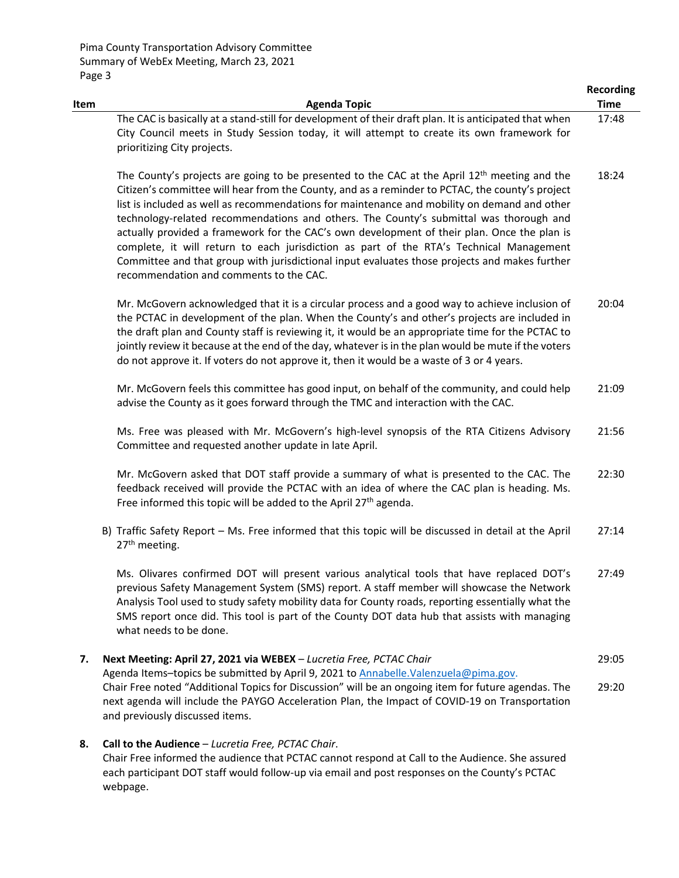| Item | Agenda Topic | Recording Time |
|---|---|---|
| | The CAC is basically at a stand-still for development of their draft plan. It is anticipated that when City Council meets in Study Session today, it will attempt to create its own framework for prioritizing City projects. | 17:48 |
| | The County's projects are going to be presented to the CAC at the April 12th meeting and the Citizen's committee will hear from the County, and as a reminder to PCTAC, the county's project list is included as well as recommendations for maintenance and mobility on demand and other technology-related recommendations and others. The County's submittal was thorough and actually provided a framework for the CAC's own development of their plan. Once the plan is complete, it will return to each jurisdiction as part of the RTA's Technical Management Committee and that group with jurisdictional input evaluates those projects and makes further recommendation and comments to the CAC. | 18:24 |
| | Mr. McGovern acknowledged that it is a circular process and a good way to achieve inclusion of the PCTAC in development of the plan. When the County's and other's projects are included in the draft plan and County staff is reviewing it, it would be an appropriate time for the PCTAC to jointly review it because at the end of the day, whatever is in the plan would be mute if the voters do not approve it. If voters do not approve it, then it would be a waste of 3 or 4 years. | 20:04 |
| | Mr. McGovern feels this committee has good input, on behalf of the community, and could help advise the County as it goes forward through the TMC and interaction with the CAC. | 21:09 |
| | Ms. Free was pleased with Mr. McGovern's high-level synopsis of the RTA Citizens Advisory Committee and requested another update in late April. | 21:56 |
| | Mr. McGovern asked that DOT staff provide a summary of what is presented to the CAC. The feedback received will provide the PCTAC with an idea of where the CAC plan is heading. Ms. Free informed this topic will be added to the April 27th agenda. | 22:30 |
| | B) Traffic Safety Report – Ms. Free informed that this topic will be discussed in detail at the April 27th meeting. | 27:14 |
| | Ms. Olivares confirmed DOT will present various analytical tools that have replaced DOT's previous Safety Management System (SMS) report. A staff member will showcase the Network Analysis Tool used to study safety mobility data for County roads, reporting essentially what the SMS report once did. This tool is part of the County DOT data hub that assists with managing what needs to be done. | 27:49 |
| **7.** | **Next Meeting: April 27, 2021 via WEBEX** – *Lucretia Free, PCTAC Chair*<br>Agenda Items–topics be submitted by April 9, 2021 to Annabelle.Valenzuela@pima.gov. | 29:05 |
| | Chair Free noted "Additional Topics for Discussion" will be an ongoing item for future agendas. The next agenda will include the PAYGO Acceleration Plan, the Impact of COVID-19 on Transportation and previously discussed items. | 29:20 |
| **8.** | **Call to the Audience** – *Lucretia Free, PCTAC Chair*.<br>Chair Free informed the audience that PCTAC cannot respond at Call to the Audience. She assured each participant DOT staff would follow-up via email and post responses on the County's PCTAC webpage. | |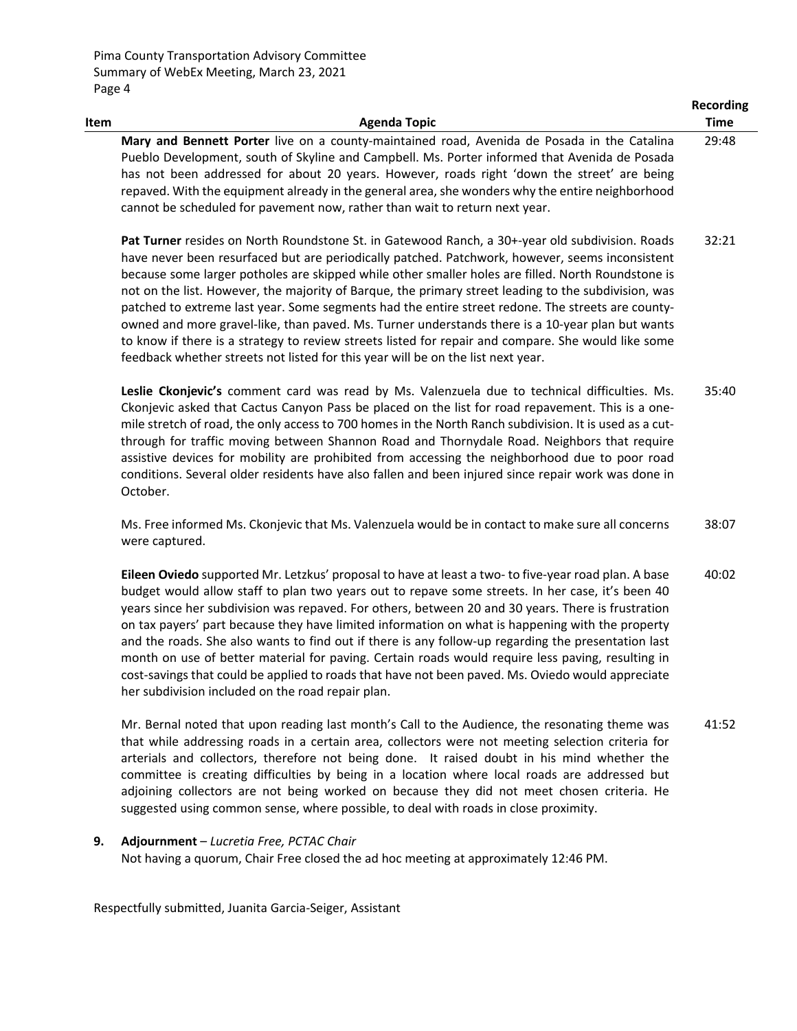| Item | Agenda Topic | Recording Time |
|---|---|---|
| | **Mary and Bennett Porter** live on a county-maintained road, Avenida de Posada in the Catalina Pueblo Development, south of Skyline and Campbell. Ms. Porter informed that Avenida de Posada has not been addressed for about 20 years. However, roads right 'down the street' are being repaved. With the equipment already in the general area, she wonders why the entire neighborhood cannot be scheduled for pavement now, rather than wait to return next year. | 29:48 |
| | **Pat Turner** resides on North Roundstone St. in Gatewood Ranch, a 30+-year old subdivision. Roads have never been resurfaced but are periodically patched. Patchwork, however, seems inconsistent because some larger potholes are skipped while other smaller holes are filled. North Roundstone is not on the list. However, the majority of Barque, the primary street leading to the subdivision, was patched to extreme last year. Some segments had the entire street redone. The streets are county-owned and more gravel-like, than paved. Ms. Turner understands there is a 10-year plan but wants to know if there is a strategy to review streets listed for repair and compare. She would like some feedback whether streets not listed for this year will be on the list next year. | 32:21 |
| | **Leslie Ckonjevic's** comment card was read by Ms. Valenzuela due to technical difficulties. Ms. Ckonjevic asked that Cactus Canyon Pass be placed on the list for road repavement. This is a one-mile stretch of road, the only access to 700 homes in the North Ranch subdivision. It is used as a cut-through for traffic moving between Shannon Road and Thornydale Road. Neighbors that require assistive devices for mobility are prohibited from accessing the neighborhood due to poor road conditions. Several older residents have also fallen and been injured since repair work was done in October. | 35:40 |
| | Ms. Free informed Ms. Ckonjevic that Ms. Valenzuela would be in contact to make sure all concerns were captured. | 38:07 |
| | **Eileen Oviedo** supported Mr. Letzkus' proposal to have at least a two- to five-year road plan. A base budget would allow staff to plan two years out to repave some streets. In her case, it's been 40 years since her subdivision was repaved. For others, between 20 and 30 years. There is frustration on tax payers' part because they have limited information on what is happening with the property and the roads. She also wants to find out if there is any follow-up regarding the presentation last month on use of better material for paving. Certain roads would require less paving, resulting in cost-savings that could be applied to roads that have not been paved. Ms. Oviedo would appreciate her subdivision included on the road repair plan. | 40:02 |
| | Mr. Bernal noted that upon reading last month's Call to the Audience, the resonating theme was that while addressing roads in a certain area, collectors were not meeting selection criteria for arterials and collectors, therefore not being done. It raised doubt in his mind whether the committee is creating difficulties by being in a location where local roads are addressed but adjoining collectors are not being worked on because they did not meet chosen criteria. He suggested using common sense, where possible, to deal with roads in close proximity. | 41:52 |
| **9.** | **Adjournment** – *Lucretia Free, PCTAC Chair*<br>Not having a quorum, Chair Free closed the ad hoc meeting at approximately 12:46 PM. | |

Respectfully submitted, Juanita Garcia-Seiger, Assistant